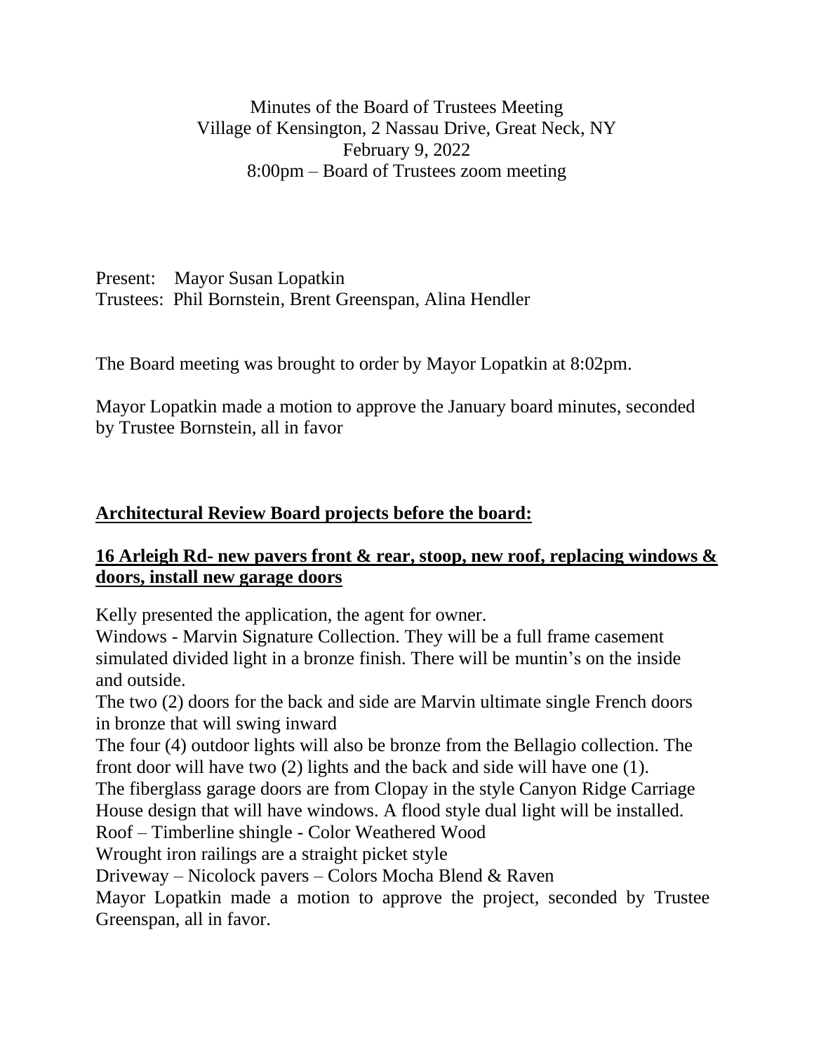Minutes of the Board of Trustees Meeting
Village of Kensington, 2 Nassau Drive, Great Neck, NY
February 9, 2022
8:00pm – Board of Trustees zoom meeting

Present: Mayor Susan Lopatkin
Trustees: Phil Bornstein, Brent Greenspan, Alina Hendler

The Board meeting was brought to order by Mayor Lopatkin at 8:02pm.

Mayor Lopatkin made a motion to approve the January board minutes, seconded by Trustee Bornstein, all in favor

**Architectural Review Board projects before the board:**

**16 Arleigh Rd- new pavers front & rear, stoop, new roof, replacing windows & doors, install new garage doors**

Kelly presented the application, the agent for owner.
Windows - Marvin Signature Collection. They will be a full frame casement simulated divided light in a bronze finish. There will be muntin's on the inside and outside.
The two (2) doors for the back and side are Marvin ultimate single French doors in bronze that will swing inward
The four (4) outdoor lights will also be bronze from the Bellagio collection. The front door will have two (2) lights and the back and side will have one (1).
The fiberglass garage doors are from Clopay in the style Canyon Ridge Carriage House design that will have windows. A flood style dual light will be installed.
Roof – Timberline shingle - Color Weathered Wood
Wrought iron railings are a straight picket style
Driveway – Nicolock pavers – Colors Mocha Blend & Raven
Mayor Lopatkin made a motion to approve the project, seconded by Trustee Greenspan, all in favor.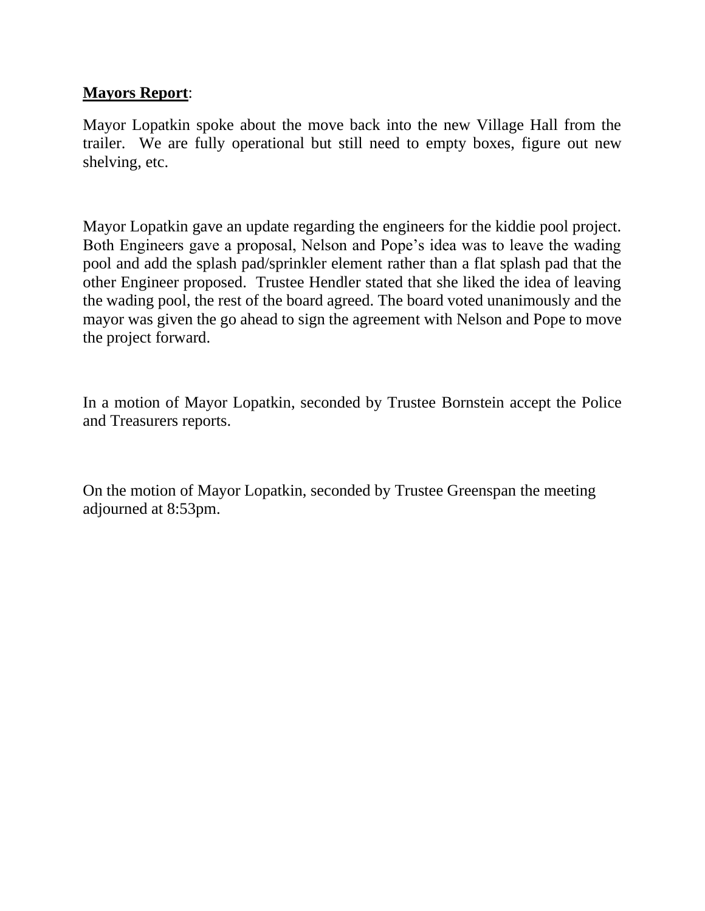**Mayors Report**:

Mayor Lopatkin spoke about the move back into the new Village Hall from the trailer. We are fully operational but still need to empty boxes, figure out new shelving, etc.

Mayor Lopatkin gave an update regarding the engineers for the kiddie pool project. Both Engineers gave a proposal, Nelson and Pope's idea was to leave the wading pool and add the splash pad/sprinkler element rather than a flat splash pad that the other Engineer proposed. Trustee Hendler stated that she liked the idea of leaving the wading pool, the rest of the board agreed. The board voted unanimously and the mayor was given the go ahead to sign the agreement with Nelson and Pope to move the project forward.

In a motion of Mayor Lopatkin, seconded by Trustee Bornstein accept the Police and Treasurers reports.

On the motion of Mayor Lopatkin, seconded by Trustee Greenspan the meeting adjourned at 8:53pm.